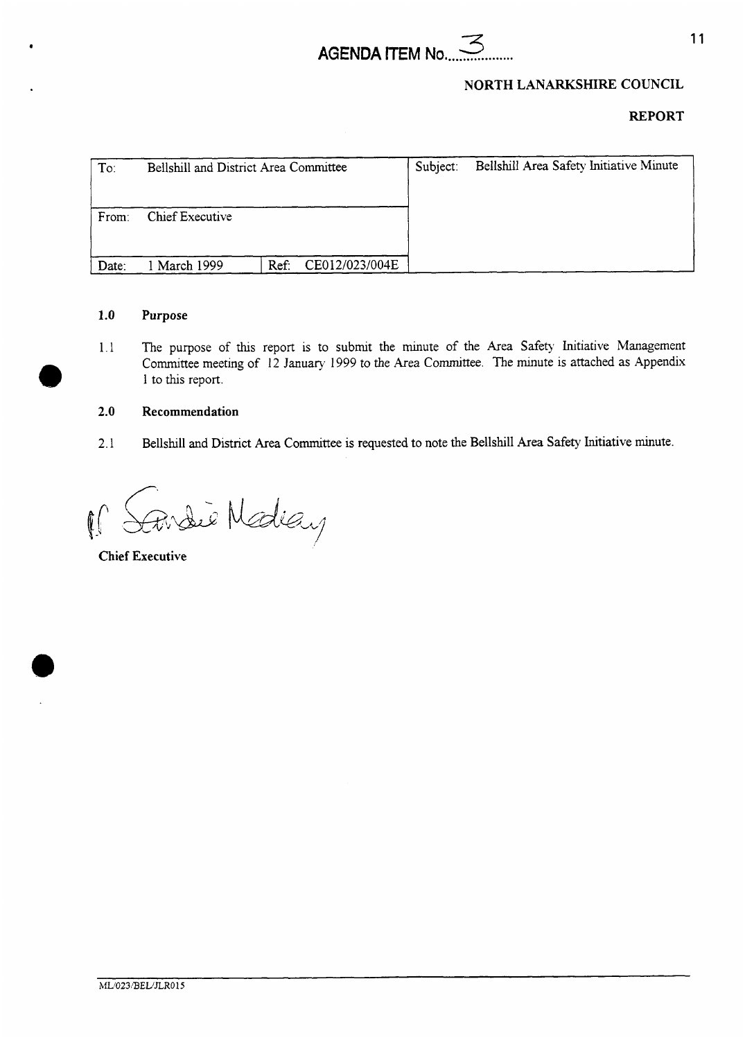**AGENDA ITEM No. 3**

**NORTH LANARKSHIRE COUNCIL**

**REPORT**

| To: Bellshill and District Area Committee | | Subject: Bellshill Area Safety Initiative Minute |
|---|---|---|
| From: Chief Executive | | |
| Date: 1 March 1999 | Ref: CE012/023/004E | |

## 1.0 Purpose

1.1 The purpose of this report is to submit the minute of the Area Safety Initiative Management Committee meeting of 12 January 1999 to the Area Committee. The minute is attached as Appendix 1 to this report.

## 2.0 Recommendation

2.1 Bellshill and District Area Committee is requested to note the Bellshill Area Safety Initiative minute.

pp Sandie Madley

**Chief Executive**

ML/023/BEL/JLR015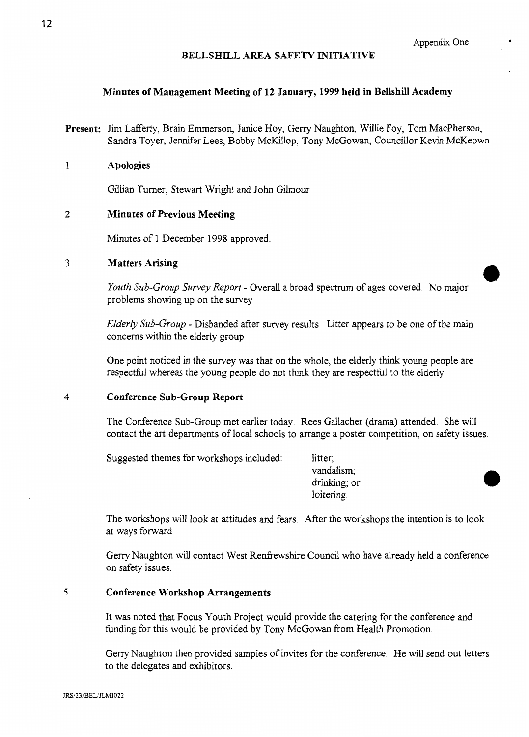Appendix One

## BELLSHILL AREA SAFETY INITIATIVE

### Minutes of Management Meeting of 12 January, 1999 held in Bellshill Academy

**Present:** Jim Lafferty, Brain Emmerson, Janice Hoy, Gerry Naughton, Willie Foy, Tom MacPherson, Sandra Toyer, Jennifer Lees, Bobby McKillop, Tony McGowan, Councillor Kevin McKeown

1 **Apologies**

Gillian Turner, Stewart Wright and John Gilmour

2 **Minutes of Previous Meeting**

Minutes of 1 December 1998 approved.

3 **Matters Arising**

*Youth Sub-Group Survey Report* - Overall a broad spectrum of ages covered. No major problems showing up on the survey

*Elderly Sub-Group* - Disbanded after survey results. Litter appears to be one of the main concerns within the elderly group

One point noticed in the survey was that on the whole, the elderly think young people are respectful whereas the young people do not think they are respectful to the elderly.

4 **Conference Sub-Group Report**

The Conference Sub-Group met earlier today. Rees Gallacher (drama) attended. She will contact the art departments of local schools to arrange a poster competition, on safety issues.

Suggested themes for workshops included:

- litter;
- vandalism;
- drinking; or
- loitering.

The workshops will look at attitudes and fears. After the workshops the intention is to look at ways forward.

Gerry Naughton will contact West Renfrewshire Council who have already held a conference on safety issues.

5 **Conference Workshop Arrangements**

It was noted that Focus Youth Project would provide the catering for the conference and funding for this would be provided by Tony McGowan from Health Promotion.

Gerry Naughton then provided samples of invites for the conference. He will send out letters to the delegates and exhibitors.

JRS/23/BEL/JLMI022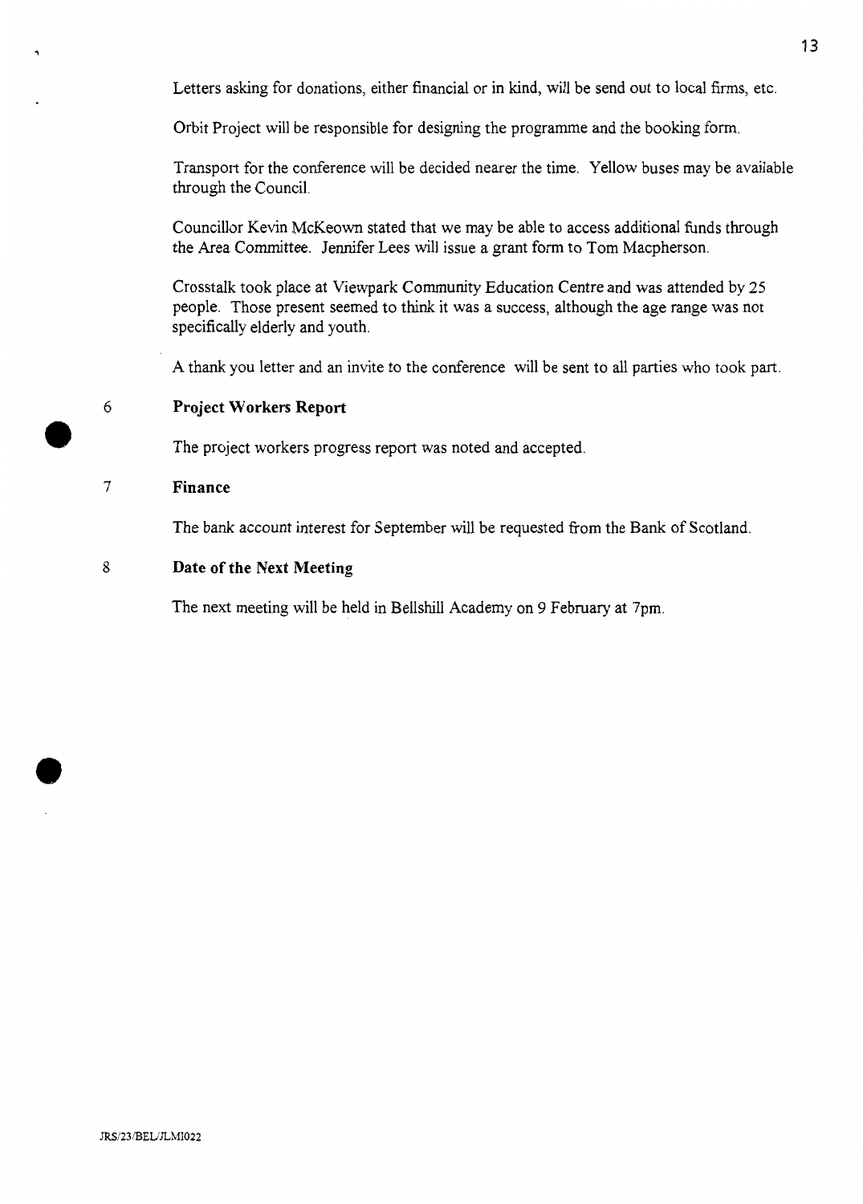Letters asking for donations, either financial or in kind, will be send out to local firms, etc.

Orbit Project will be responsible for designing the programme and the booking form.

Transport for the conference will be decided nearer the time. Yellow buses may be available through the Council.

Councillor Kevin McKeown stated that we may be able to access additional funds through the Area Committee. Jennifer Lees will issue a grant form to Tom Macpherson.

Crosstalk took place at Viewpark Community Education Centre and was attended by 25 people. Those present seemed to think it was a success, although the age range was not specifically elderly and youth.

A thank you letter and an invite to the conference will be sent to all parties who took part.

## 6 Project Workers Report

The project workers progress report was noted and accepted.

## 7 Finance

The bank account interest for September will be requested from the Bank of Scotland.

## 8 Date of the Next Meeting

The next meeting will be held in Bellshill Academy on 9 February at 7pm.

JRS/23/BEL/JLMI022